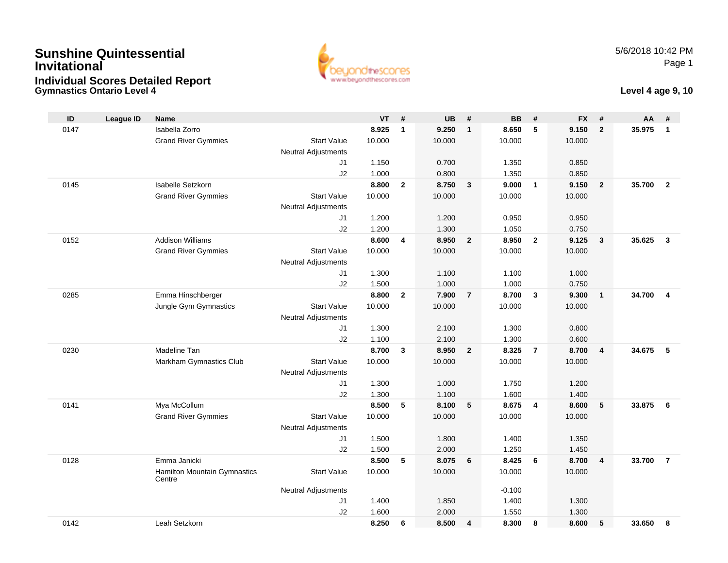# Sunshine Quintessential Invitational

## Individual Scores Detailed Report

### Gymnastics Ontario Level 4

5/6/2018 10:42 PM

**Level 4 age 9, 10**

| ID | League ID | Name | | VT | # | UB | # | BB | # | FX | # | AA | # |
|---|---|---|---|---|---|---|---|---|---|---|---|---|---|
| 0147 | | Isabella Zorro | | **8.925** | **1** | **9.250** | **1** | **8.650** | **5** | **9.150** | **2** | **35.975** | **1** |
| | | Grand River Gymmies | Start Value | 10.000 | | 10.000 | | 10.000 | | 10.000 | | | |
| | | | Neutral Adjustments | | | | | | | | | | |
| | | | J1 | 1.150 | | 0.700 | | 1.350 | | 0.850 | | | |
| | | | J2 | 1.000 | | 0.800 | | 1.350 | | 0.850 | | | |
| 0145 | | Isabelle Setzkorn | | **8.800** | **2** | **8.750** | **3** | **9.000** | **1** | **9.150** | **2** | **35.700** | **2** |
| | | Grand River Gymmies | Start Value | 10.000 | | 10.000 | | 10.000 | | 10.000 | | | |
| | | | Neutral Adjustments | | | | | | | | | | |
| | | | J1 | 1.200 | | 1.200 | | 0.950 | | 0.950 | | | |
| | | | J2 | 1.200 | | 1.300 | | 1.050 | | 0.750 | | | |
| 0152 | | Addison Williams | | **8.600** | **4** | **8.950** | **2** | **8.950** | **2** | **9.125** | **3** | **35.625** | **3** |
| | | Grand River Gymmies | Start Value | 10.000 | | 10.000 | | 10.000 | | 10.000 | | | |
| | | | Neutral Adjustments | | | | | | | | | | |
| | | | J1 | 1.300 | | 1.100 | | 1.100 | | 1.000 | | | |
| | | | J2 | 1.500 | | 1.000 | | 1.000 | | 0.750 | | | |
| 0285 | | Emma Hinschberger | | **8.800** | **2** | **7.900** | **7** | **8.700** | **3** | **9.300** | **1** | **34.700** | **4** |
| | | Jungle Gym Gymnastics | Start Value | 10.000 | | 10.000 | | 10.000 | | 10.000 | | | |
| | | | Neutral Adjustments | | | | | | | | | | |
| | | | J1 | 1.300 | | 2.100 | | 1.300 | | 0.800 | | | |
| | | | J2 | 1.100 | | 2.100 | | 1.300 | | 0.600 | | | |
| 0230 | | Madeline Tan | | **8.700** | **3** | **8.950** | **2** | **8.325** | **7** | **8.700** | **4** | **34.675** | **5** |
| | | Markham Gymnastics Club | Start Value | 10.000 | | 10.000 | | 10.000 | | 10.000 | | | |
| | | | Neutral Adjustments | | | | | | | | | | |
| | | | J1 | 1.300 | | 1.000 | | 1.750 | | 1.200 | | | |
| | | | J2 | 1.300 | | 1.100 | | 1.600 | | 1.400 | | | |
| 0141 | | Mya McCollum | | **8.500** | **5** | **8.100** | **5** | **8.675** | **4** | **8.600** | **5** | **33.875** | **6** |
| | | Grand River Gymmies | Start Value | 10.000 | | 10.000 | | 10.000 | | 10.000 | | | |
| | | | Neutral Adjustments | | | | | | | | | | |
| | | | J1 | 1.500 | | 1.800 | | 1.400 | | 1.350 | | | |
| | | | J2 | 1.500 | | 2.000 | | 1.250 | | 1.450 | | | |
| 0128 | | Emma Janicki | | **8.500** | **5** | **8.075** | **6** | **8.425** | **6** | **8.700** | **4** | **33.700** | **7** |
| | | Hamilton Mountain Gymnastics Centre | Start Value | 10.000 | | 10.000 | | 10.000 | | 10.000 | | | |
| | | | Neutral Adjustments | | | | | -0.100 | | | | | |
| | | | J1 | 1.400 | | 1.850 | | 1.400 | | 1.300 | | | |
| | | | J2 | 1.600 | | 2.000 | | 1.550 | | 1.300 | | | |
| 0142 | | Leah Setzkorn | | **8.250** | **6** | **8.500** | **4** | **8.300** | **8** | **8.600** | **5** | **33.650** | **8** |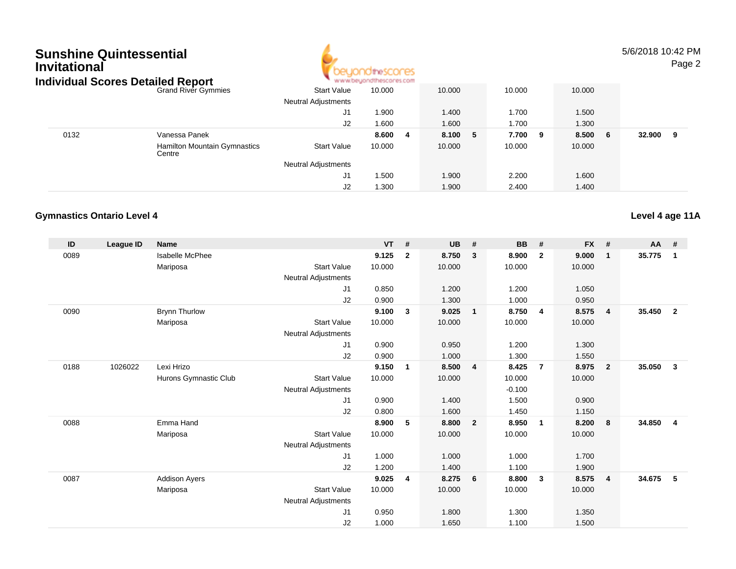# Sunshine Quintessential Invitational

## Individual Scores Detailed Report

5/6/2018 10:42 PM

| ID | League ID | Name | | VT | # | UB | # | BB | # | FX | # | AA | # |
|---|---|---|---|---|---|---|---|---|---|---|---|---|---|
| | | Grand River Gymmies | Start Value | 10.000 | | 10.000 | | 10.000 | | 10.000 | | | |
| | | | Neutral Adjustments | | | | | | | | | | |
| | | | J1 | 1.900 | | 1.400 | | 1.700 | | 1.500 | | | |
| | | | J2 | 1.600 | | 1.600 | | 1.700 | | 1.300 | | | |
| 0132 | | Vanessa Panek | | **8.600** | **4** | **8.100** | **5** | **7.700** | **9** | **8.500** | **6** | **32.900** | **9** |
| | | Hamilton Mountain Gymnastics Centre | Start Value | 10.000 | | 10.000 | | 10.000 | | 10.000 | | | |
| | | | Neutral Adjustments | | | | | | | | | | |
| | | | J1 | 1.500 | | 1.900 | | 2.200 | | 1.600 | | | |
| | | | J2 | 1.300 | | 1.900 | | 2.400 | | 1.400 | | | |

### Gymnastics Ontario Level 4

**Level 4 age 11A**

| ID | League ID | Name | | VT | # | UB | # | BB | # | FX | # | AA | # |
|---|---|---|---|---|---|---|---|---|---|---|---|---|---|
| 0089 | | Isabelle McPhee | | **9.125** | **2** | **8.750** | **3** | **8.900** | **2** | **9.000** | **1** | **35.775** | **1** |
| | | Mariposa | Start Value | 10.000 | | 10.000 | | 10.000 | | 10.000 | | | |
| | | | Neutral Adjustments | | | | | | | | | | |
| | | | J1 | 0.850 | | 1.200 | | 1.200 | | 1.050 | | | |
| | | | J2 | 0.900 | | 1.300 | | 1.000 | | 0.950 | | | |
| 0090 | | Brynn Thurlow | | **9.100** | **3** | **9.025** | **1** | **8.750** | **4** | **8.575** | **4** | **35.450** | **2** |
| | | Mariposa | Start Value | 10.000 | | 10.000 | | 10.000 | | 10.000 | | | |
| | | | Neutral Adjustments | | | | | | | | | | |
| | | | J1 | 0.900 | | 0.950 | | 1.200 | | 1.300 | | | |
| | | | J2 | 0.900 | | 1.000 | | 1.300 | | 1.550 | | | |
| 0188 | 1026022 | Lexi Hrizo | | **9.150** | **1** | **8.500** | **4** | **8.425** | **7** | **8.975** | **2** | **35.050** | **3** |
| | | Hurons Gymnastic Club | Start Value | 10.000 | | 10.000 | | 10.000 | | 10.000 | | | |
| | | | Neutral Adjustments | | | | | -0.100 | | | | | |
| | | | J1 | 0.900 | | 1.400 | | 1.500 | | 0.900 | | | |
| | | | J2 | 0.800 | | 1.600 | | 1.450 | | 1.150 | | | |
| 0088 | | Emma Hand | | **8.900** | **5** | **8.800** | **2** | **8.950** | **1** | **8.200** | **8** | **34.850** | **4** |
| | | Mariposa | Start Value | 10.000 | | 10.000 | | 10.000 | | 10.000 | | | |
| | | | Neutral Adjustments | | | | | | | | | | |
| | | | J1 | 1.000 | | 1.000 | | 1.000 | | 1.700 | | | |
| | | | J2 | 1.200 | | 1.400 | | 1.100 | | 1.900 | | | |
| 0087 | | Addison Ayers | | **9.025** | **4** | **8.275** | **6** | **8.800** | **3** | **8.575** | **4** | **34.675** | **5** |
| | | Mariposa | Start Value | 10.000 | | 10.000 | | 10.000 | | 10.000 | | | |
| | | | Neutral Adjustments | | | | | | | | | | |
| | | | J1 | 0.950 | | 1.800 | | 1.300 | | 1.350 | | | |
| | | | J2 | 1.000 | | 1.650 | | 1.100 | | 1.500 | | | |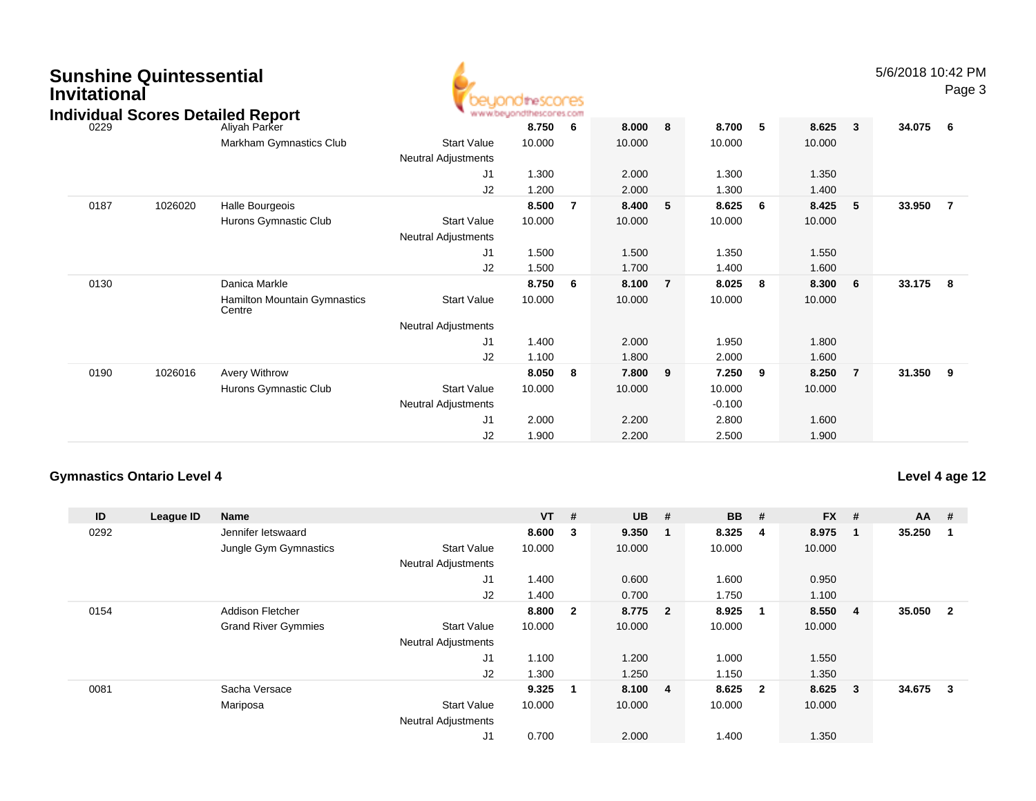# Sunshine Quintessential Invitational

## Individual Scores Detailed Report

| ID | League ID | Name | | VT | # | UB | # | BB | # | FX | # | AA | # |
|---|---|---|---|---|---|---|---|---|---|---|---|---|---|
| 0229 | | Aliyah Parker | | **8.750** | **6** | **8.000** | **8** | **8.700** | **5** | **8.625** | **3** | **34.075** | **6** |
| | | Markham Gymnastics Club | Start Value | 10.000 | | 10.000 | | 10.000 | | 10.000 | | | |
| | | | Neutral Adjustments | | | | | | | | | | |
| | | | J1 | 1.300 | | 2.000 | | 1.300 | | 1.350 | | | |
| | | | J2 | 1.200 | | 2.000 | | 1.300 | | 1.400 | | | |
| 0187 | 1026020 | Halle Bourgeois | | **8.500** | **7** | **8.400** | **5** | **8.625** | **6** | **8.425** | **5** | **33.950** | **7** |
| | | Hurons Gymnastic Club | Start Value | 10.000 | | 10.000 | | 10.000 | | 10.000 | | | |
| | | | Neutral Adjustments | | | | | | | | | | |
| | | | J1 | 1.500 | | 1.500 | | 1.350 | | 1.550 | | | |
| | | | J2 | 1.500 | | 1.700 | | 1.400 | | 1.600 | | | |
| 0130 | | Danica Markle | | **8.750** | **6** | **8.100** | **7** | **8.025** | **8** | **8.300** | **6** | **33.175** | **8** |
| | | Hamilton Mountain Gymnastics Centre | Start Value | 10.000 | | 10.000 | | 10.000 | | 10.000 | | | |
| | | | Neutral Adjustments | | | | | | | | | | |
| | | | J1 | 1.400 | | 2.000 | | 1.950 | | 1.800 | | | |
| | | | J2 | 1.100 | | 1.800 | | 2.000 | | 1.600 | | | |
| 0190 | 1026016 | Avery Withrow | | **8.050** | **8** | **7.800** | **9** | **7.250** | **9** | **8.250** | **7** | **31.350** | **9** |
| | | Hurons Gymnastic Club | Start Value | 10.000 | | 10.000 | | 10.000 | | 10.000 | | | |
| | | | Neutral Adjustments | | | | | -0.100 | | | | | |
| | | | J1 | 2.000 | | 2.200 | | 2.800 | | 1.600 | | | |
| | | | J2 | 1.900 | | 2.200 | | 2.500 | | 1.900 | | | |

### Gymnastics Ontario Level 4

**Level 4 age 12**

| ID | League ID | Name | | VT | # | UB | # | BB | # | FX | # | AA | # |
|---|---|---|---|---|---|---|---|---|---|---|---|---|---|
| 0292 | | Jennifer Ietswaard | | **8.600** | **3** | **9.350** | **1** | **8.325** | **4** | **8.975** | **1** | **35.250** | **1** |
| | | Jungle Gym Gymnastics | Start Value | 10.000 | | 10.000 | | 10.000 | | 10.000 | | | |
| | | | Neutral Adjustments | | | | | | | | | | |
| | | | J1 | 1.400 | | 0.600 | | 1.600 | | 0.950 | | | |
| | | | J2 | 1.400 | | 0.700 | | 1.750 | | 1.100 | | | |
| 0154 | | Addison Fletcher | | **8.800** | **2** | **8.775** | **2** | **8.925** | **1** | **8.550** | **4** | **35.050** | **2** |
| | | Grand River Gymmies | Start Value | 10.000 | | 10.000 | | 10.000 | | 10.000 | | | |
| | | | Neutral Adjustments | | | | | | | | | | |
| | | | J1 | 1.100 | | 1.200 | | 1.000 | | 1.550 | | | |
| | | | J2 | 1.300 | | 1.250 | | 1.150 | | 1.350 | | | |
| 0081 | | Sacha Versace | | **9.325** | **1** | **8.100** | **4** | **8.625** | **2** | **8.625** | **3** | **34.675** | **3** |
| | | Mariposa | Start Value | 10.000 | | 10.000 | | 10.000 | | 10.000 | | | |
| | | | Neutral Adjustments | | | | | | | | | | |
| | | | J1 | 0.700 | | 2.000 | | 1.400 | | 1.350 | | | |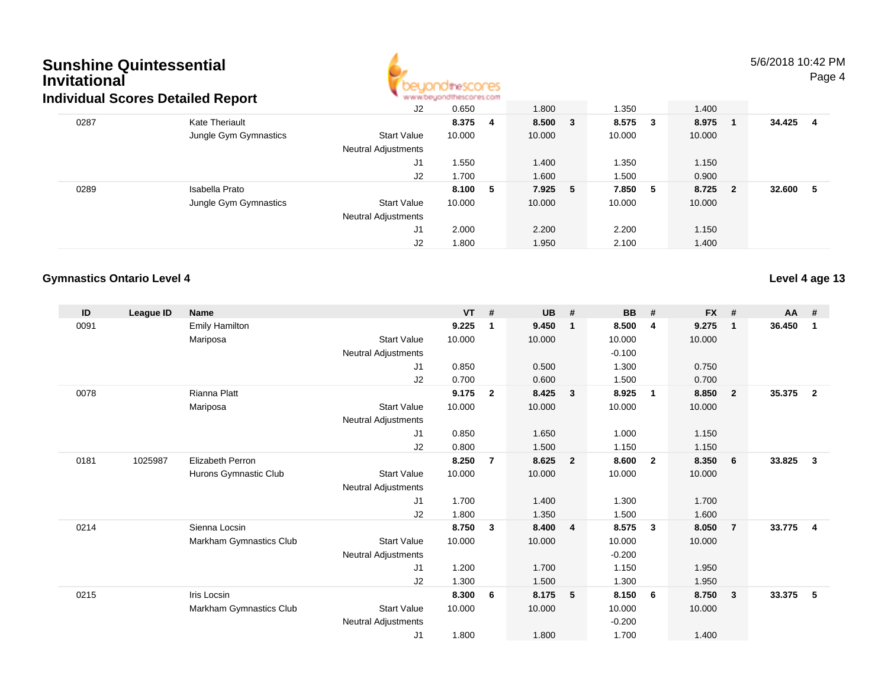## Sunshine Quintessential Invitational
### Individual Scores Detailed Report

| ID | League ID | Name | | VT | # | UB | # | BB | # | FX | # | AA | # |
|---|---|---|---|---|---|---|---|---|---|---|---|---|---|
| | | | J2 | 0.650 | | 1.800 | | 1.350 | | 1.400 | | | |
| 0287 | | Kate Theriault | | **8.375** | **4** | **8.500** | **3** | **8.575** | **3** | **8.975** | **1** | **34.425** | **4** |
| | | Jungle Gym Gymnastics | Start Value | 10.000 | | 10.000 | | 10.000 | | 10.000 | | | |
| | | | Neutral Adjustments | | | | | | | | | | |
| | | | J1 | 1.550 | | 1.400 | | 1.350 | | 1.150 | | | |
| | | | J2 | 1.700 | | 1.600 | | 1.500 | | 0.900 | | | |
| 0289 | | Isabella Prato | | **8.100** | **5** | **7.925** | **5** | **7.850** | **5** | **8.725** | **2** | **32.600** | **5** |
| | | Jungle Gym Gymnastics | Start Value | 10.000 | | 10.000 | | 10.000 | | 10.000 | | | |
| | | | Neutral Adjustments | | | | | | | | | | |
| | | | J1 | 2.000 | | 2.200 | | 2.200 | | 1.150 | | | |
| | | | J2 | 1.800 | | 1.950 | | 2.100 | | 1.400 | | | |

### Gymnastics Ontario Level 4

**Level 4 age 13**

| ID | League ID | Name | | VT | # | UB | # | BB | # | FX | # | AA | # |
|---|---|---|---|---|---|---|---|---|---|---|---|---|---|
| 0091 | | Emily Hamilton | | **9.225** | **1** | **9.450** | **1** | **8.500** | **4** | **9.275** | **1** | **36.450** | **1** |
| | | Mariposa | Start Value | 10.000 | | 10.000 | | 10.000 | | 10.000 | | | |
| | | | Neutral Adjustments | | | | | -0.100 | | | | | |
| | | | J1 | 0.850 | | 0.500 | | 1.300 | | 0.750 | | | |
| | | | J2 | 0.700 | | 0.600 | | 1.500 | | 0.700 | | | |
| 0078 | | Rianna Platt | | **9.175** | **2** | **8.425** | **3** | **8.925** | **1** | **8.850** | **2** | **35.375** | **2** |
| | | Mariposa | Start Value | 10.000 | | 10.000 | | 10.000 | | 10.000 | | | |
| | | | Neutral Adjustments | | | | | | | | | | |
| | | | J1 | 0.850 | | 1.650 | | 1.000 | | 1.150 | | | |
| | | | J2 | 0.800 | | 1.500 | | 1.150 | | 1.150 | | | |
| 0181 | 1025987 | Elizabeth Perron | | **8.250** | **7** | **8.625** | **2** | **8.600** | **2** | **8.350** | **6** | **33.825** | **3** |
| | | Hurons Gymnastic Club | Start Value | 10.000 | | 10.000 | | 10.000 | | 10.000 | | | |
| | | | Neutral Adjustments | | | | | | | | | | |
| | | | J1 | 1.700 | | 1.400 | | 1.300 | | 1.700 | | | |
| | | | J2 | 1.800 | | 1.350 | | 1.500 | | 1.600 | | | |
| 0214 | | Sienna Locsin | | **8.750** | **3** | **8.400** | **4** | **8.575** | **3** | **8.050** | **7** | **33.775** | **4** |
| | | Markham Gymnastics Club | Start Value | 10.000 | | 10.000 | | 10.000 | | 10.000 | | | |
| | | | Neutral Adjustments | | | | | -0.200 | | | | | |
| | | | J1 | 1.200 | | 1.700 | | 1.150 | | 1.950 | | | |
| | | | J2 | 1.300 | | 1.500 | | 1.300 | | 1.950 | | | |
| 0215 | | Iris Locsin | | **8.300** | **6** | **8.175** | **5** | **8.150** | **6** | **8.750** | **3** | **33.375** | **5** |
| | | Markham Gymnastics Club | Start Value | 10.000 | | 10.000 | | 10.000 | | 10.000 | | | |
| | | | Neutral Adjustments | | | | | -0.200 | | | | | |
| | | | J1 | 1.800 | | 1.800 | | 1.700 | | 1.400 | | | |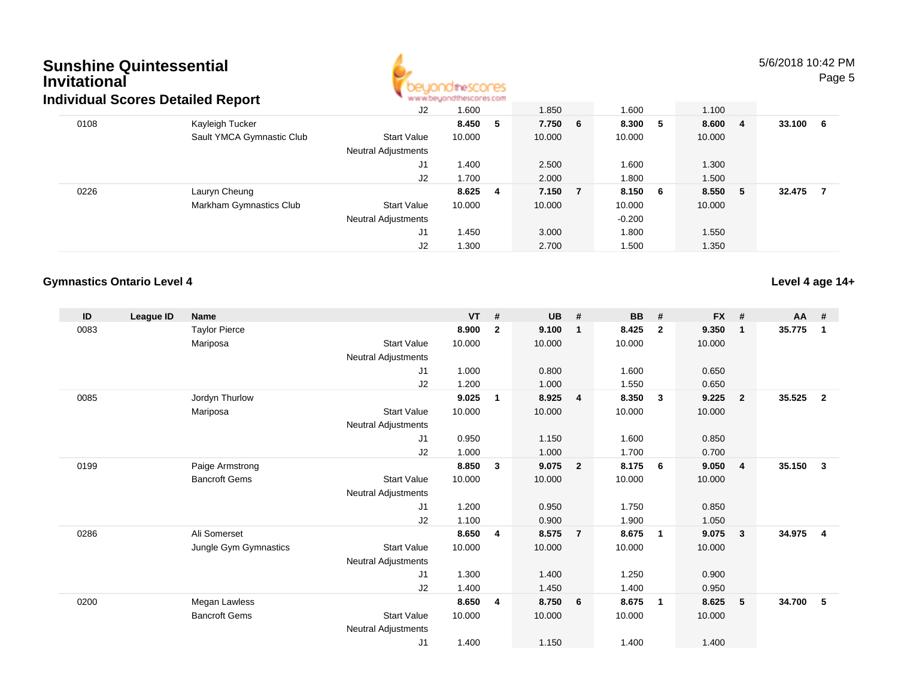# Sunshine Quintessential Invitational

## Individual Scores Detailed Report

| ID | League ID | Name | | VT | # | UB | # | BB | # | FX | # | AA | # |
|---|---|---|---|---|---|---|---|---|---|---|---|---|---|
| | | | J2 | 1.600 | | 1.850 | | 1.600 | | 1.100 | | | |
| 0108 | | Kayleigh Tucker | | **8.450** | **5** | **7.750** | **6** | **8.300** | **5** | **8.600** | **4** | **33.100** | **6** |
| | | Sault YMCA Gymnastic Club | Start Value | 10.000 | | 10.000 | | 10.000 | | 10.000 | | | |
| | | | Neutral Adjustments | | | | | | | | | | |
| | | | J1 | 1.400 | | 2.500 | | 1.600 | | 1.300 | | | |
| | | | J2 | 1.700 | | 2.000 | | 1.800 | | 1.500 | | | |
| 0226 | | Lauryn Cheung | | **8.625** | **4** | **7.150** | **7** | **8.150** | **6** | **8.550** | **5** | **32.475** | **7** |
| | | Markham Gymnastics Club | Start Value | 10.000 | | 10.000 | | 10.000 | | 10.000 | | | |
| | | | Neutral Adjustments | | | | | -0.200 | | | | | |
| | | | J1 | 1.450 | | 3.000 | | 1.800 | | 1.550 | | | |
| | | | J2 | 1.300 | | 2.700 | | 1.500 | | 1.350 | | | |

### Gymnastics Ontario Level 4

**Level 4 age 14+**

| ID | League ID | Name | | VT | # | UB | # | BB | # | FX | # | AA | # |
|---|---|---|---|---|---|---|---|---|---|---|---|---|---|
| 0083 | | Taylor Pierce | | **8.900** | **2** | **9.100** | **1** | **8.425** | **2** | **9.350** | **1** | **35.775** | **1** |
| | | Mariposa | Start Value | 10.000 | | 10.000 | | 10.000 | | 10.000 | | | |
| | | | Neutral Adjustments | | | | | | | | | | |
| | | | J1 | 1.000 | | 0.800 | | 1.600 | | 0.650 | | | |
| | | | J2 | 1.200 | | 1.000 | | 1.550 | | 0.650 | | | |
| 0085 | | Jordyn Thurlow | | **9.025** | **1** | **8.925** | **4** | **8.350** | **3** | **9.225** | **2** | **35.525** | **2** |
| | | Mariposa | Start Value | 10.000 | | 10.000 | | 10.000 | | 10.000 | | | |
| | | | Neutral Adjustments | | | | | | | | | | |
| | | | J1 | 0.950 | | 1.150 | | 1.600 | | 0.850 | | | |
| | | | J2 | 1.000 | | 1.000 | | 1.700 | | 0.700 | | | |
| 0199 | | Paige Armstrong | | **8.850** | **3** | **9.075** | **2** | **8.175** | **6** | **9.050** | **4** | **35.150** | **3** |
| | | Bancroft Gems | Start Value | 10.000 | | 10.000 | | 10.000 | | 10.000 | | | |
| | | | Neutral Adjustments | | | | | | | | | | |
| | | | J1 | 1.200 | | 0.950 | | 1.750 | | 0.850 | | | |
| | | | J2 | 1.100 | | 0.900 | | 1.900 | | 1.050 | | | |
| 0286 | | Ali Somerset | | **8.650** | **4** | **8.575** | **7** | **8.675** | **1** | **9.075** | **3** | **34.975** | **4** |
| | | Jungle Gym Gymnastics | Start Value | 10.000 | | 10.000 | | 10.000 | | 10.000 | | | |
| | | | Neutral Adjustments | | | | | | | | | | |
| | | | J1 | 1.300 | | 1.400 | | 1.250 | | 0.900 | | | |
| | | | J2 | 1.400 | | 1.450 | | 1.400 | | 0.950 | | | |
| 0200 | | Megan Lawless | | **8.650** | **4** | **8.750** | **6** | **8.675** | **1** | **8.625** | **5** | **34.700** | **5** |
| | | Bancroft Gems | Start Value | 10.000 | | 10.000 | | 10.000 | | 10.000 | | | |
| | | | Neutral Adjustments | | | | | | | | | | |
| | | | J1 | 1.400 | | 1.150 | | 1.400 | | 1.400 | | | |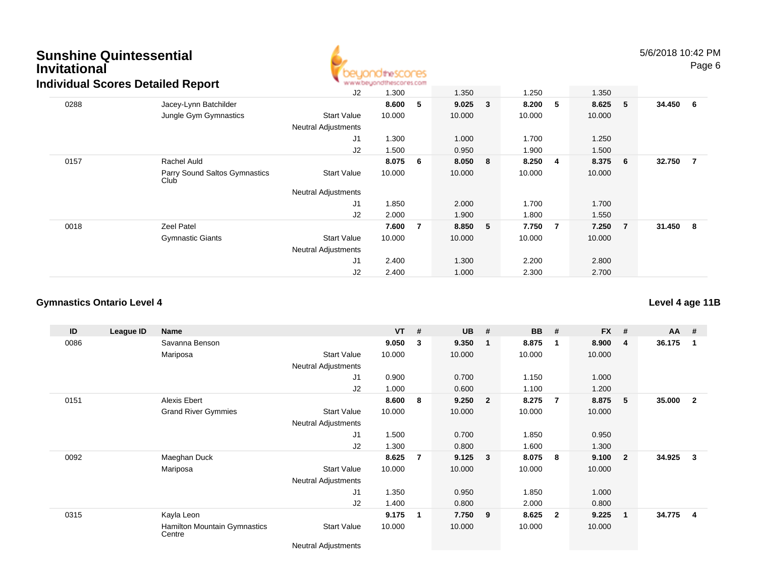## Sunshine Quintessential Invitational

### Individual Scores Detailed Report

5/6/2018 10:42 PM

| ID | League ID | Name | | VT | # | UB | # | BB | # | FX | # | AA | # |
|---|---|---|---|---|---|---|---|---|---|---|---|---|---|
| | | | J2 | 1.300 | | 1.350 | | 1.250 | | 1.350 | | | |
| 0288 | | Jacey-Lynn Batchilder | | **8.600** | **5** | **9.025** | **3** | **8.200** | **5** | **8.625** | **5** | **34.450** | **6** |
| | | Jungle Gym Gymnastics | Start Value | 10.000 | | 10.000 | | 10.000 | | 10.000 | | | |
| | | | Neutral Adjustments | | | | | | | | | | |
| | | | J1 | 1.300 | | 1.000 | | 1.700 | | 1.250 | | | |
| | | | J2 | 1.500 | | 0.950 | | 1.900 | | 1.500 | | | |
| 0157 | | Rachel Auld | | **8.075** | **6** | **8.050** | **8** | **8.250** | **4** | **8.375** | **6** | **32.750** | **7** |
| | | Parry Sound Saltos Gymnastics Club | Start Value | 10.000 | | 10.000 | | 10.000 | | 10.000 | | | |
| | | | Neutral Adjustments | | | | | | | | | | |
| | | | J1 | 1.850 | | 2.000 | | 1.700 | | 1.700 | | | |
| | | | J2 | 2.000 | | 1.900 | | 1.800 | | 1.550 | | | |
| 0018 | | Zeel Patel | | **7.600** | **7** | **8.850** | **5** | **7.750** | **7** | **7.250** | **7** | **31.450** | **8** |
| | | Gymnastic Giants | Start Value | 10.000 | | 10.000 | | 10.000 | | 10.000 | | | |
| | | | Neutral Adjustments | | | | | | | | | | |
| | | | J1 | 2.400 | | 1.300 | | 2.200 | | 2.800 | | | |
| | | | J2 | 2.400 | | 1.000 | | 2.300 | | 2.700 | | | |

### Gymnastics Ontario Level 4

**Level 4 age 11B**

| ID | League ID | Name | | VT | # | UB | # | BB | # | FX | # | AA | # |
|---|---|---|---|---|---|---|---|---|---|---|---|---|---|
| 0086 | | Savanna Benson | | **9.050** | **3** | **9.350** | **1** | **8.875** | **1** | **8.900** | **4** | **36.175** | **1** |
| | | Mariposa | Start Value | 10.000 | | 10.000 | | 10.000 | | 10.000 | | | |
| | | | Neutral Adjustments | | | | | | | | | | |
| | | | J1 | 0.900 | | 0.700 | | 1.150 | | 1.000 | | | |
| | | | J2 | 1.000 | | 0.600 | | 1.100 | | 1.200 | | | |
| 0151 | | Alexis Ebert | | **8.600** | **8** | **9.250** | **2** | **8.275** | **7** | **8.875** | **5** | **35.000** | **2** |
| | | Grand River Gymmies | Start Value | 10.000 | | 10.000 | | 10.000 | | 10.000 | | | |
| | | | Neutral Adjustments | | | | | | | | | | |
| | | | J1 | 1.500 | | 0.700 | | 1.850 | | 0.950 | | | |
| | | | J2 | 1.300 | | 0.800 | | 1.600 | | 1.300 | | | |
| 0092 | | Maeghan Duck | | **8.625** | **7** | **9.125** | **3** | **8.075** | **8** | **9.100** | **2** | **34.925** | **3** |
| | | Mariposa | Start Value | 10.000 | | 10.000 | | 10.000 | | 10.000 | | | |
| | | | Neutral Adjustments | | | | | | | | | | |
| | | | J1 | 1.350 | | 0.950 | | 1.850 | | 1.000 | | | |
| | | | J2 | 1.400 | | 0.800 | | 2.000 | | 0.800 | | | |
| 0315 | | Kayla Leon | | **9.175** | **1** | **7.750** | **9** | **8.625** | **2** | **9.225** | **1** | **34.775** | **4** |
| | | Hamilton Mountain Gymnastics Centre | Start Value | 10.000 | | 10.000 | | 10.000 | | 10.000 | | | |
| | | | Neutral Adjustments | | | | | | | | | | |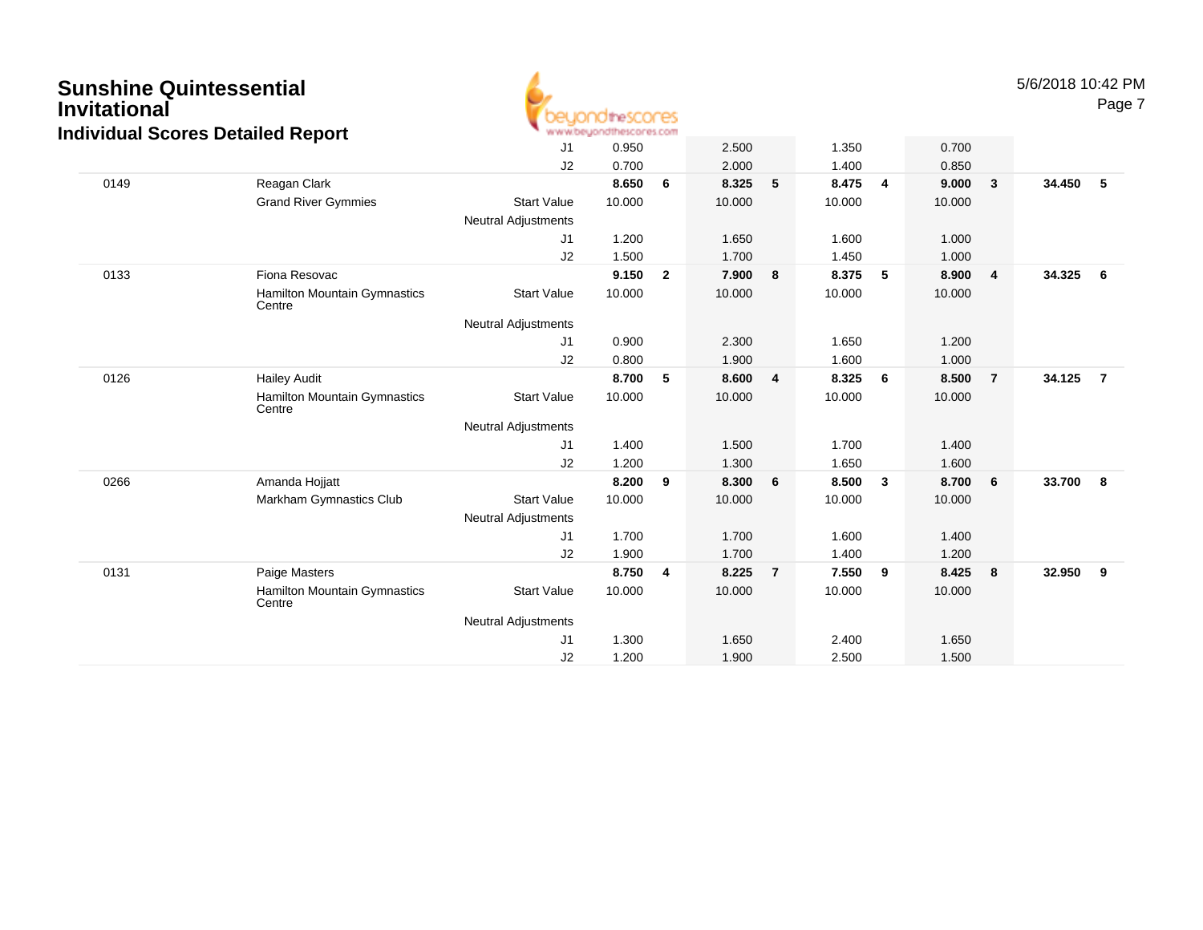# Sunshine Quintessential Invitational

## Individual Scores Detailed Report

| | | | | | | | | | | | | |
|---|---|---|---|---|---|---|---|---|---|---|---|---|
| | | J1 | 0.950 | | 2.500 | | 1.350 | | 0.700 | | | |
| | | J2 | 0.700 | | 2.000 | | 1.400 | | 0.850 | | | |
| 0149 | Reagan Clark | | **8.650** | **6** | **8.325** | **5** | **8.475** | **4** | **9.000** | **3** | **34.450** | **5** |
| | Grand River Gymmies | Start Value | 10.000 | | 10.000 | | 10.000 | | 10.000 | | | |
| | | Neutral Adjustments | | | | | | | | | | |
| | | J1 | 1.200 | | 1.650 | | 1.600 | | 1.000 | | | |
| | | J2 | 1.500 | | 1.700 | | 1.450 | | 1.000 | | | |
| 0133 | Fiona Resovac | | **9.150** | **2** | **7.900** | **8** | **8.375** | **5** | **8.900** | **4** | **34.325** | **6** |
| | Hamilton Mountain Gymnastics Centre | Start Value | 10.000 | | 10.000 | | 10.000 | | 10.000 | | | |
| | | Neutral Adjustments | | | | | | | | | | |
| | | J1 | 0.900 | | 2.300 | | 1.650 | | 1.200 | | | |
| | | J2 | 0.800 | | 1.900 | | 1.600 | | 1.000 | | | |
| 0126 | Hailey Audit | | **8.700** | **5** | **8.600** | **4** | **8.325** | **6** | **8.500** | **7** | **34.125** | **7** |
| | Hamilton Mountain Gymnastics Centre | Start Value | 10.000 | | 10.000 | | 10.000 | | 10.000 | | | |
| | | Neutral Adjustments | | | | | | | | | | |
| | | J1 | 1.400 | | 1.500 | | 1.700 | | 1.400 | | | |
| | | J2 | 1.200 | | 1.300 | | 1.650 | | 1.600 | | | |
| 0266 | Amanda Hojjatt | | **8.200** | **9** | **8.300** | **6** | **8.500** | **3** | **8.700** | **6** | **33.700** | **8** |
| | Markham Gymnastics Club | Start Value | 10.000 | | 10.000 | | 10.000 | | 10.000 | | | |
| | | Neutral Adjustments | | | | | | | | | | |
| | | J1 | 1.700 | | 1.700 | | 1.600 | | 1.400 | | | |
| | | J2 | 1.900 | | 1.700 | | 1.400 | | 1.200 | | | |
| 0131 | Paige Masters | | **8.750** | **4** | **8.225** | **7** | **7.550** | **9** | **8.425** | **8** | **32.950** | **9** |
| | Hamilton Mountain Gymnastics Centre | Start Value | 10.000 | | 10.000 | | 10.000 | | 10.000 | | | |
| | | Neutral Adjustments | | | | | | | | | | |
| | | J1 | 1.300 | | 1.650 | | 2.400 | | 1.650 | | | |
| | | J2 | 1.200 | | 1.900 | | 2.500 | | 1.500 | | | |